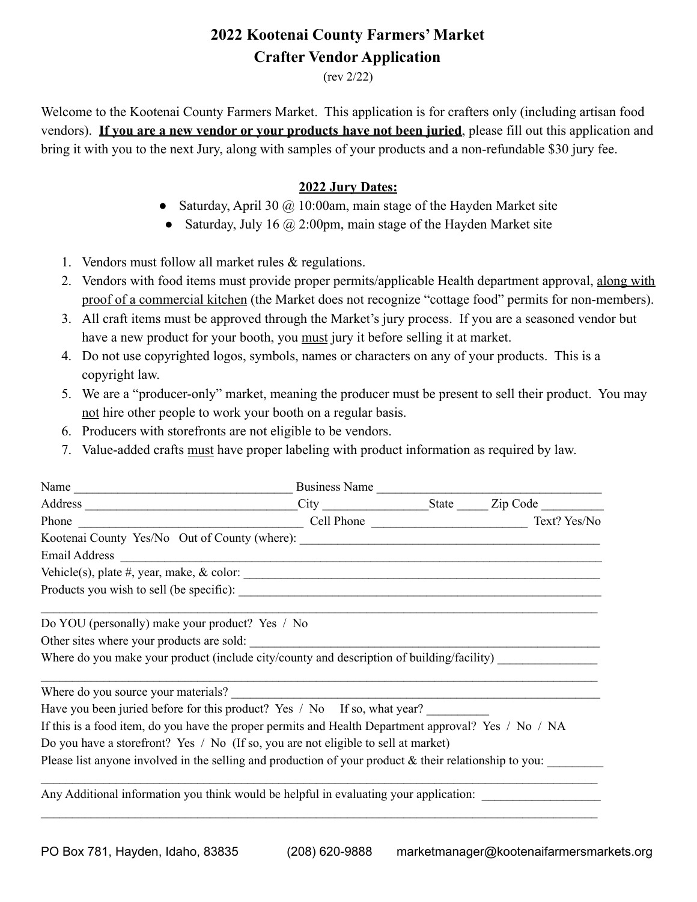# 2022 Kootenai County Farmers' Market
## Crafter Vendor Application

(rev 2/22)

Welcome to the Kootenai County Farmers Market. This application is for crafters only (including artisan food vendors). **<u>If you are a new vendor or your products have not been juried</u>**, please fill out this application and bring it with you to the next Jury, along with samples of your products and a non-refundable $30 jury fee.

**<u>2022 Jury Dates:</u>**

- Saturday, April 30 @ 10:00am, main stage of the Hayden Market site
- Saturday, July 16 @ 2:00pm, main stage of the Hayden Market site

1. Vendors must follow all market rules & regulations.
2. Vendors with food items must provide proper permits/applicable Health department approval, <u>along with proof of a commercial kitchen</u> (the Market does not recognize "cottage food" permits for non-members).
3. All craft items must be approved through the Market's jury process. If you are a seasoned vendor but have a new product for your booth, you <u>must</u> jury it before selling it at market.
4. Do not use copyrighted logos, symbols, names or characters on any of your products. This is a copyright law.
5. We are a "producer-only" market, meaning the producer must be present to sell their product. You may <u>not</u> hire other people to work your booth on a regular basis.
6. Producers with storefronts are not eligible to be vendors.
7. Value-added crafts <u>must</u> have proper labeling with product information as required by law.

Name ___________________________________ Business Name ___________________________________

Address __________________________________City ________________State _____ Zip Code __________

Phone ____________________________________ Cell Phone _________________________ Text? Yes/No

Kootenai County Yes/No Out of County (where): _______________________________________________

Email Address ___________________________________________________________________________

Vehicle(s), plate #, year, make, & color: ________________________________________________________

Products you wish to sell (be specific): _________________________________________________________

_______________________________________________________________________________________

Do YOU (personally) make your product? Yes / No

Other sites where your products are sold: _______________________________________________________

Where do you make your product (include city/county and description of building/facility) ________________

_______________________________________________________________________________________

Where do you source your materials? __________________________________________________________

Have you been juried before for this product? Yes / No If so, what year? __________

If this is a food item, do you have the proper permits and Health Department approval? Yes / No / NA

Do you have a storefront? Yes / No (If so, you are not eligible to sell at market)

Please list anyone involved in the selling and production of your product & their relationship to you: _________

_______________________________________________________________________________________

Any Additional information you think would be helpful in evaluating your application: __________________

_______________________________________________________________________________________

PO Box 781, Hayden, Idaho, 83835 (208) 620-9888 marketmanager@kootenaifarmersmarkets.org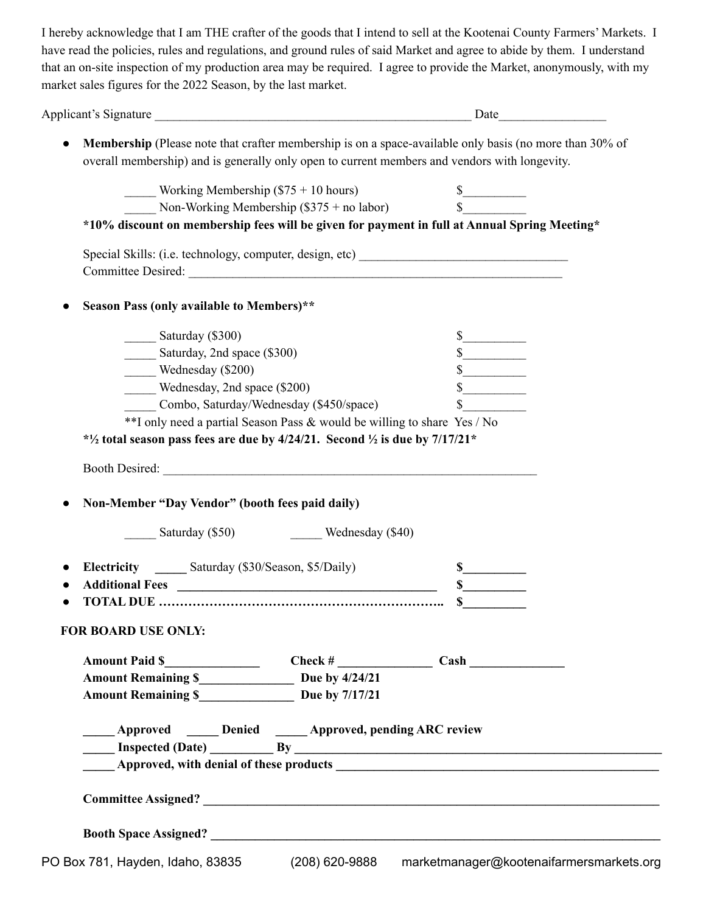I hereby acknowledge that I am THE crafter of the goods that I intend to sell at the Kootenai County Farmers' Markets. I have read the policies, rules and regulations, and ground rules of said Market and agree to abide by them. I understand that an on-site inspection of my production area may be required. I agree to provide the Market, anonymously, with my market sales figures for the 2022 Season, by the last market.

Applicant's Signature ______________________________________________________ Date_________________

- **Membership** (Please note that crafter membership is on a space-available only basis (no more than 30% of overall membership) and is generally only open to current members and vendors with longevity.

  _____ Working Membership ($75 + 10 hours) $__________
  _____ Non-Working Membership ($375 + no labor) $__________

  **\*10% discount on membership fees will be given for payment in full at Annual Spring Meeting\***

  Special Skills: (i.e. technology, computer, design, etc) _________________________________
  Committee Desired: ____________________________________________________________

- **Season Pass (only available to Members)\*\***

  _____ Saturday ($300) $__________
  _____ Saturday, 2nd space ($300) $__________
  _____ Wednesday ($200) $__________
  _____ Wednesday, 2nd space ($200) $__________
  _____ Combo, Saturday/Wednesday ($450/space) $__________
  \*\*I only need a partial Season Pass & would be willing to share Yes / No

  **\*½ total season pass fees are due by 4/24/21. Second ½ is due by 7/17/21\***

  Booth Desired: _____________________________________________________________

- **Non-Member "Day Vendor" (booth fees paid daily)**

  _____ Saturday ($50) _____ Wednesday ($40)

- **Electricity** _____ Saturday ($30/Season, $5/Daily) **$__________**
- **Additional Fees ________________________________________ $__________**
- **TOTAL DUE ………………………………………………………….. $__________**

**FOR BOARD USE ONLY:**

**Amount Paid $_______________ Check # _______________ Cash _______________**
**Amount Remaining $_______________ Due by 4/24/21**
**Amount Remaining $_______________ Due by 7/17/21**

**_____ Approved _____ Denied _____ Approved, pending ARC review**
**_____ Inspected (Date) __________ By ______________________________________________**
**_____ Approved, with denial of these products ______________________________________**

**Committee Assigned? ________________________________________________________________**

**Booth Space Assigned? ______________________________________________________________**

PO Box 781, Hayden, Idaho, 83835 (208) 620-9888 marketmanager@kootenaifarmersmarkets.org